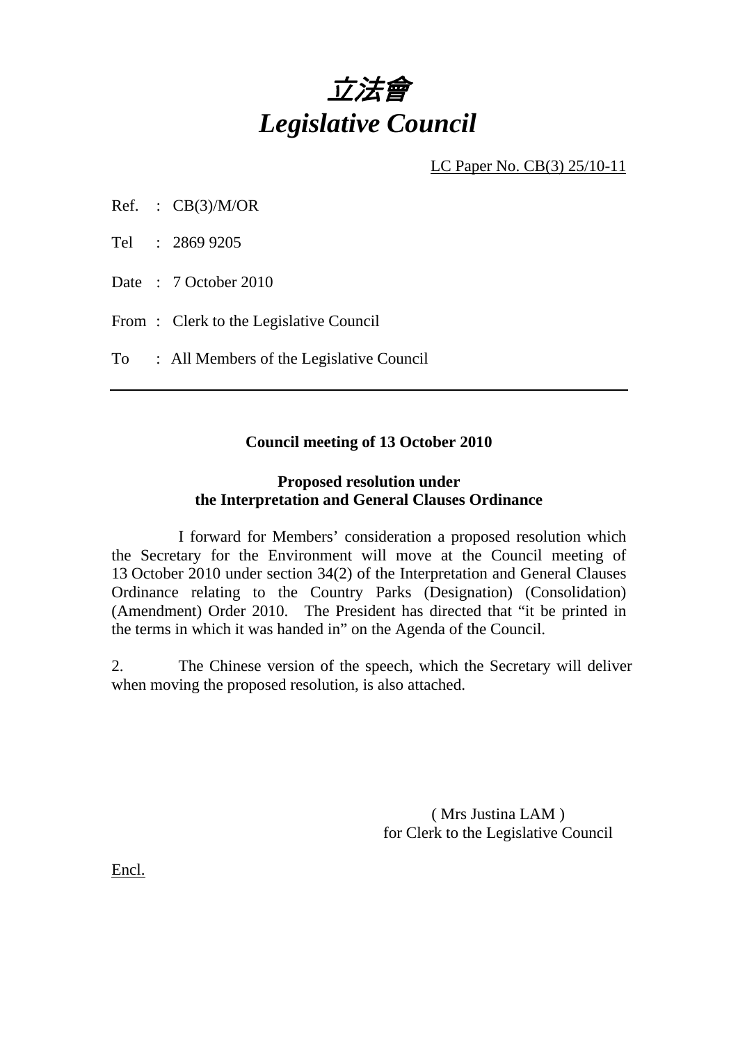# *立法會*
# *Legislative Council*

LC Paper No. CB(3) 25/10-11

Ref. : CB(3)/M/OR

Tel : 2869 9205

Date : 7 October 2010

From : Clerk to the Legislative Council

To : All Members of the Legislative Council

---

**Council meeting of 13 October 2010**

**Proposed resolution under the Interpretation and General Clauses Ordinance**

I forward for Members' consideration a proposed resolution which the Secretary for the Environment will move at the Council meeting of 13 October 2010 under section 34(2) of the Interpretation and General Clauses Ordinance relating to the Country Parks (Designation) (Consolidation) (Amendment) Order 2010. The President has directed that "it be printed in the terms in which it was handed in" on the Agenda of the Council.

2. The Chinese version of the speech, which the Secretary will deliver when moving the proposed resolution, is also attached.

( Mrs Justina LAM )
for Clerk to the Legislative Council

Encl.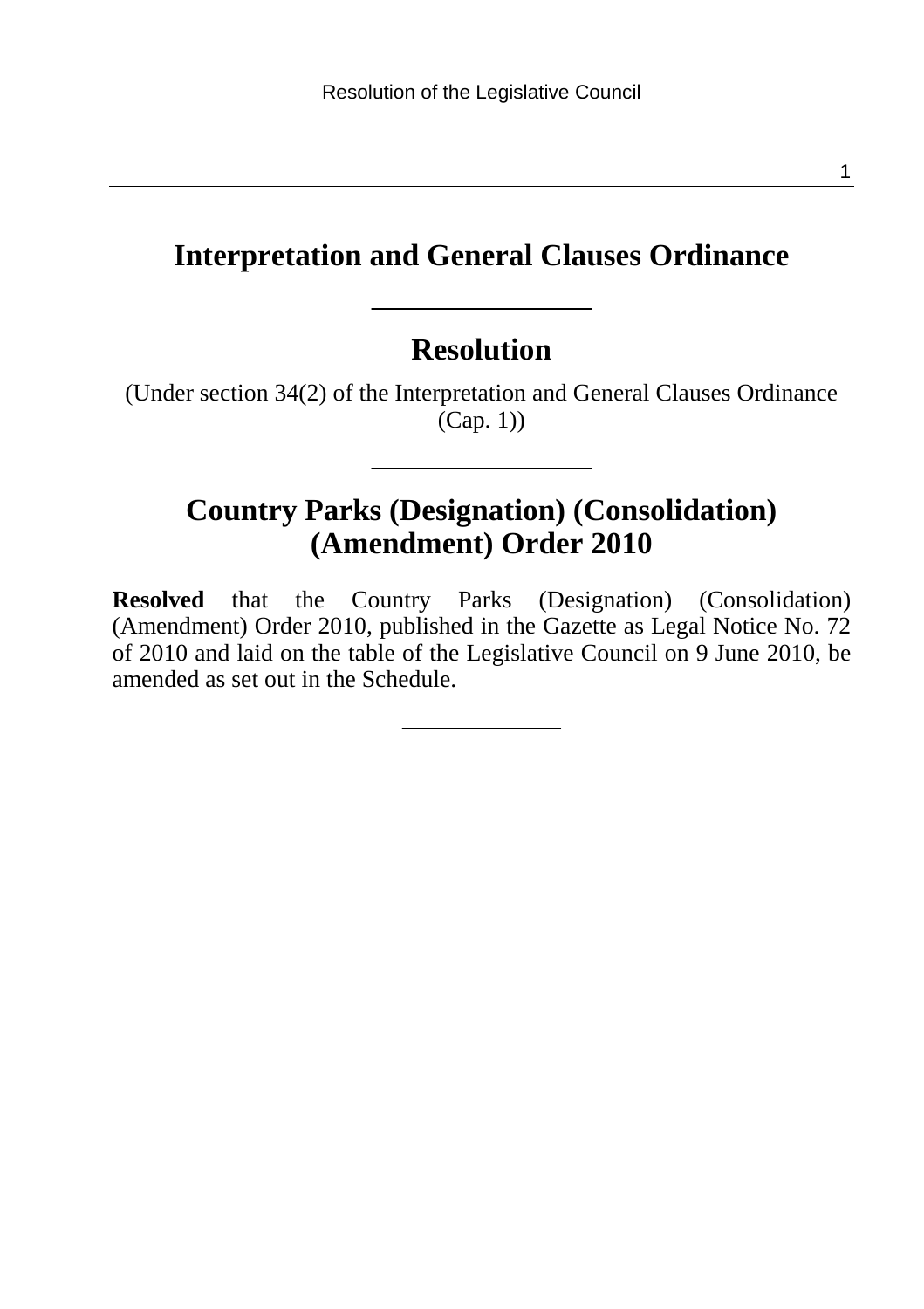# Interpretation and General Clauses Ordinance

## Resolution

(Under section 34(2) of the Interpretation and General Clauses Ordinance (Cap. 1))

## Country Parks (Designation) (Consolidation) (Amendment) Order 2010

**Resolved** that the Country Parks (Designation) (Consolidation) (Amendment) Order 2010, published in the Gazette as Legal Notice No. 72 of 2010 and laid on the table of the Legislative Council on 9 June 2010, be amended as set out in the Schedule.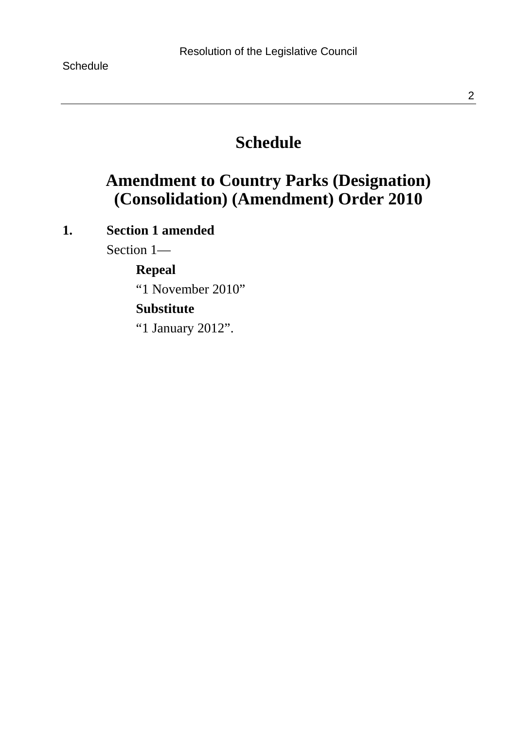# Schedule

## Amendment to Country Parks (Designation) (Consolidation) (Amendment) Order 2010

**1. Section 1 amended**

Section 1—

**Repeal**

“1 November 2010”

**Substitute**

“1 January 2012”.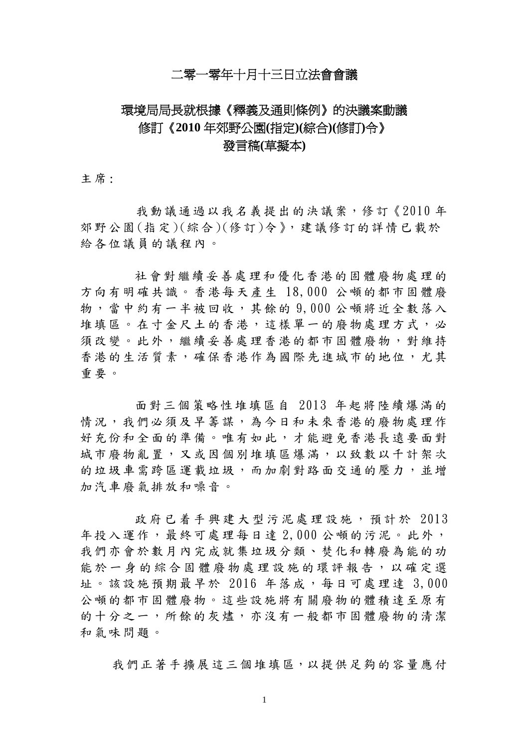# 二零一零年十月十三日立法會會議

## 環境局局長就根據《釋義及通則條例》的決議案動議修訂《2010 年郊野公園(指定)(綜合)(修訂)令》發言稿(草擬本)

主席：

我動議通過以我名義提出的決議案，修訂《2010 年郊野公園(指定)(綜合)(修訂)令》，建議修訂的詳情已載於給各位議員的議程內。

社會對繼續妥善處理和優化香港的固體廢物處理的方向有明確共識。香港每天產生 18,000 公噸的都市固體廢物，當中約有一半被回收，其餘的 9,000 公噸將近全數落入堆填區。在寸金尺土的香港，這樣單一的廢物處理方式，必須改變。此外，繼續妥善處理香港的都市固體廢物，對維持香港的生活質素，確保香港作為國際先進城市的地位，尤其重要。

面對三個策略性堆填區自 2013 年起將陸續爆滿的情況，我們必須及早籌謀，為今日和未來香港的廢物處理作好充份和全面的準備。唯有如此，才能避免香港長遠要面對城市廢物亂置，又或因個別堆填區爆滿，以致數以千計架次的垃圾車需跨區運載垃圾，而加劇對路面交通的壓力，並增加汽車廢氣排放和噪音。

政府已着手興建大型污泥處理設施，預計於 2013 年投入運作，最終可處理每日達 2,000 公噸的污泥。此外，我們亦會於數月內完成就集垃圾分類、焚化和轉廢為能的功能於一身的綜合固體廢物處理設施的環評報告，以確定選址。該設施預期最早於 2016 年落成，每日可處理達 3,000 公噸的都市固體廢物。這些設施將有關廢物的體積達至原有的十分之一，所餘的灰燼，亦沒有一般都市固體廢物的清潔和氣味問題。

我們正著手擴展這三個堆填區，以提供足夠的容量應付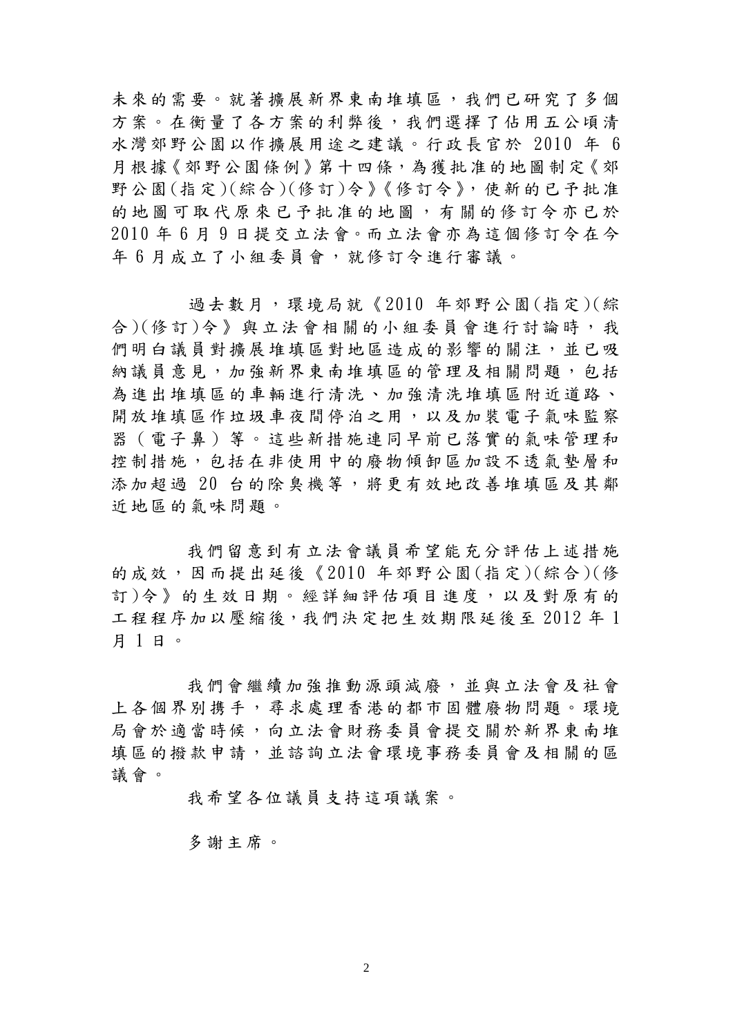未來的需要。就著擴展新界東南堆填區，我們已研究了多個方案。在衡量了各方案的利弊後，我們選擇了佔用五公頃清水灣郊野公園以作擴展用途之建議。行政長官於 2010 年 6 月根據《郊野公園條例》第十四條，為獲批准的地圖制定《郊野公園(指定)(綜合)(修訂)令》《修訂令》，使新的已予批准的地圖可取代原來已予批准的地圖，有關的修訂令亦已於 2010 年 6 月 9 日提交立法會。而立法會亦為這個修訂令在今年 6 月成立了小組委員會，就修訂令進行審議。

過去數月，環境局就《2010 年郊野公園(指定)(綜合)(修訂)令》與立法會相關的小組委員會進行討論時，我們明白議員對擴展堆填區對地區造成的影響的關注，並已吸納議員意見，加強新界東南堆填區的管理及相關問題，包括為進出堆填區的車輛進行清洗、加強清洗堆填區附近道路、開放堆填區作垃圾車夜間停泊之用，以及加裝電子氣味監察器（電子鼻）等。這些新措施連同早前已落實的氣味管理和控制措施，包括在非使用中的廢物傾卸區加設不透氣墊層和添加超過 20 台的除臭機等，將更有效地改善堆填區及其鄰近地區的氣味問題。

我們留意到有立法會議員希望能充分評估上述措施的成效，因而提出延後《2010 年郊野公園(指定)(綜合)(修訂)令》的生效日期。經詳細評估項目進度，以及對原有的工程程序加以壓縮後，我們決定把生效期限延後至 2012 年 1 月 1 日。

我們會繼續加強推動源頭減廢，並與立法會及社會上各個界別攜手，尋求處理香港的都市固體廢物問題。環境局會於適當時候，向立法會財務委員會提交關於新界東南堆填區的撥款申請，並諮詢立法會環境事務委員會及相關的區議會。

我希望各位議員支持這項議案。

多謝主席。